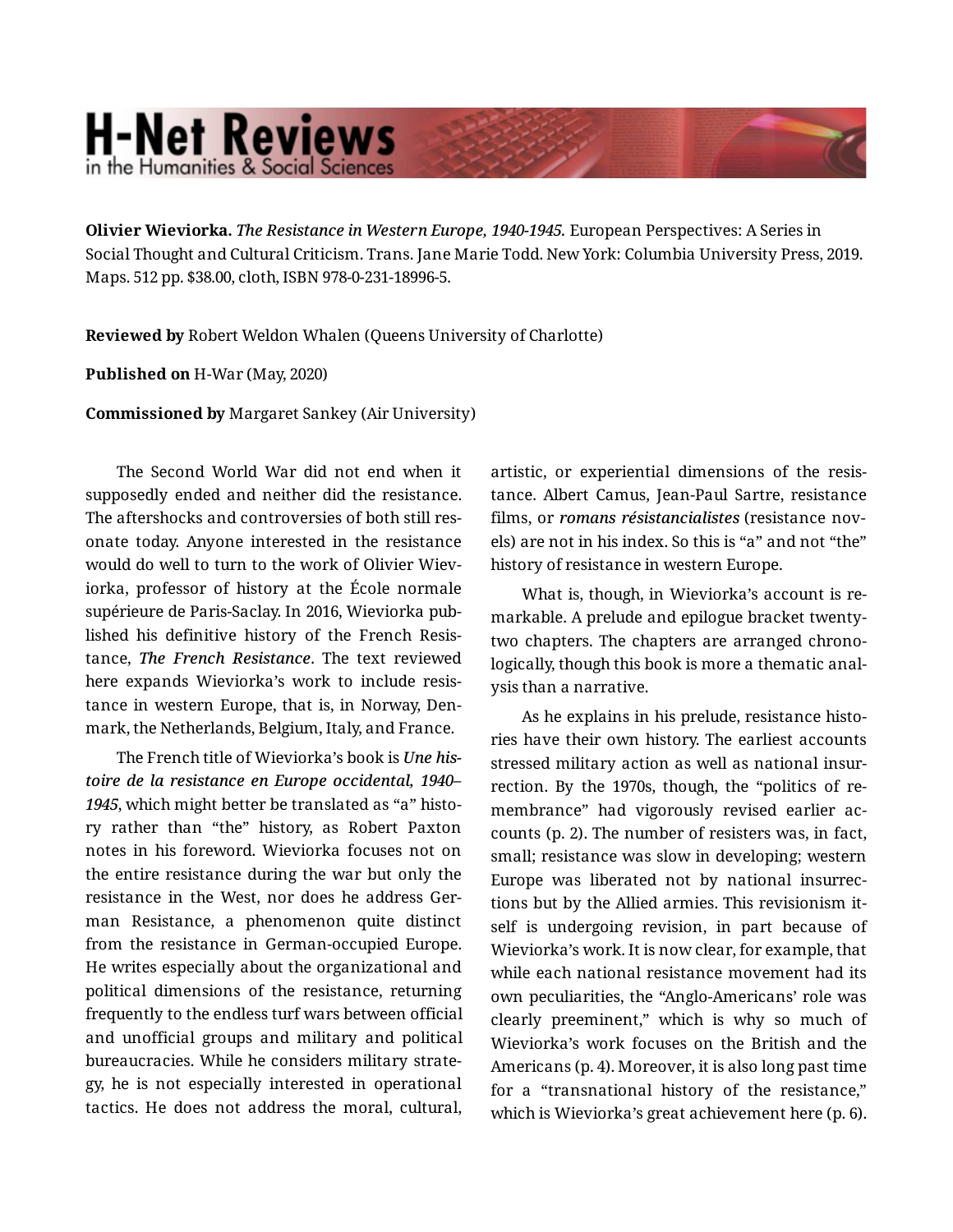# H-Net Reviews
in the Humanities & Social Sciences

**Olivier Wieviorka.** *The Resistance in Western Europe, 1940-1945.* European Perspectives: A Series in Social Thought and Cultural Criticism. Trans. Jane Marie Todd. New York: Columbia University Press, 2019. Maps. 512 pp. $38.00, cloth, ISBN 978-0-231-18996-5.

**Reviewed by** Robert Weldon Whalen (Queens University of Charlotte)

**Published on** H-War (May, 2020)

**Commissioned by** Margaret Sankey (Air University)

The Second World War did not end when it supposedly ended and neither did the resistance. The aftershocks and controversies of both still resonate today. Anyone interested in the resistance would do well to turn to the work of Olivier Wieviorka, professor of history at the École normale supérieure de Paris-Saclay. In 2016, Wieviorka published his definitive history of the French Resistance, ***The French Resistance***. The text reviewed here expands Wieviorka's work to include resistance in western Europe, that is, in Norway, Denmark, the Netherlands, Belgium, Italy, and France.

The French title of Wieviorka's book is ***Une histoire de la resistance en Europe occidental, 1940–1945***, which might better be translated as "a" history rather than "the" history, as Robert Paxton notes in his foreword. Wieviorka focuses not on the entire resistance during the war but only the resistance in the West, nor does he address German Resistance, a phenomenon quite distinct from the resistance in German-occupied Europe. He writes especially about the organizational and political dimensions of the resistance, returning frequently to the endless turf wars between official and unofficial groups and military and political bureaucracies. While he considers military strategy, he is not especially interested in operational tactics. He does not address the moral, cultural, artistic, or experiential dimensions of the resistance. Albert Camus, Jean-Paul Sartre, resistance films, or ***romans résistancialistes*** (resistance novels) are not in his index. So this is "a" and not "the" history of resistance in western Europe.

What is, though, in Wieviorka's account is remarkable. A prelude and epilogue bracket twenty-two chapters. The chapters are arranged chronologically, though this book is more a thematic analysis than a narrative.

As he explains in his prelude, resistance histories have their own history. The earliest accounts stressed military action as well as national insurrection. By the 1970s, though, the "politics of remembrance" had vigorously revised earlier accounts (p. 2). The number of resisters was, in fact, small; resistance was slow in developing; western Europe was liberated not by national insurrections but by the Allied armies. This revisionism itself is undergoing revision, in part because of Wieviorka's work. It is now clear, for example, that while each national resistance movement had its own peculiarities, the "Anglo-Americans' role was clearly preeminent," which is why so much of Wieviorka's work focuses on the British and the Americans (p. 4). Moreover, it is also long past time for a "transnational history of the resistance," which is Wieviorka's great achievement here (p. 6).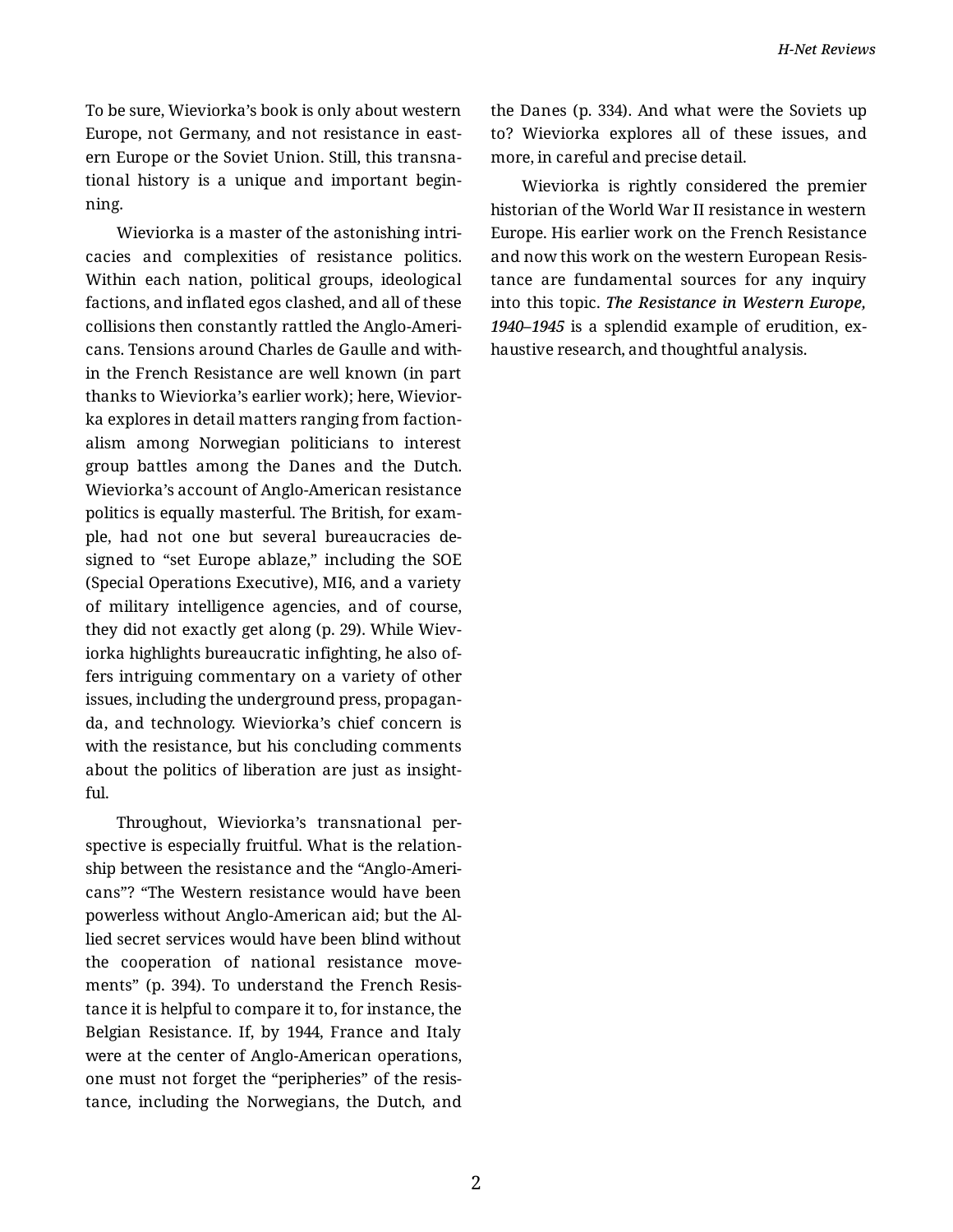To be sure, Wieviorka's book is only about western Europe, not Germany, and not resistance in eastern Europe or the Soviet Union. Still, this transnational history is a unique and important beginning.

Wieviorka is a master of the astonishing intricacies and complexities of resistance politics. Within each nation, political groups, ideological factions, and inflated egos clashed, and all of these collisions then constantly rattled the Anglo-Americans. Tensions around Charles de Gaulle and within the French Resistance are well known (in part thanks to Wieviorka's earlier work); here, Wieviorka explores in detail matters ranging from factionalism among Norwegian politicians to interest group battles among the Danes and the Dutch. Wieviorka's account of Anglo-American resistance politics is equally masterful. The British, for example, had not one but several bureaucracies designed to "set Europe ablaze," including the SOE (Special Operations Executive), MI6, and a variety of military intelligence agencies, and of course, they did not exactly get along (p. 29). While Wieviorka highlights bureaucratic infighting, he also offers intriguing commentary on a variety of other issues, including the underground press, propaganda, and technology. Wieviorka's chief concern is with the resistance, but his concluding comments about the politics of liberation are just as insightful.

Throughout, Wieviorka's transnational perspective is especially fruitful. What is the relationship between the resistance and the "Anglo-Americans"? "The Western resistance would have been powerless without Anglo-American aid; but the Allied secret services would have been blind without the cooperation of national resistance movements" (p. 394). To understand the French Resistance it is helpful to compare it to, for instance, the Belgian Resistance. If, by 1944, France and Italy were at the center of Anglo-American operations, one must not forget the "peripheries" of the resistance, including the Norwegians, the Dutch, and the Danes (p. 334). And what were the Soviets up to? Wieviorka explores all of these issues, and more, in careful and precise detail.

Wieviorka is rightly considered the premier historian of the World War II resistance in western Europe. His earlier work on the French Resistance and now this work on the western European Resistance are fundamental sources for any inquiry into this topic. ***The Resistance in Western Europe, 1940–1945*** is a splendid example of erudition, exhaustive research, and thoughtful analysis.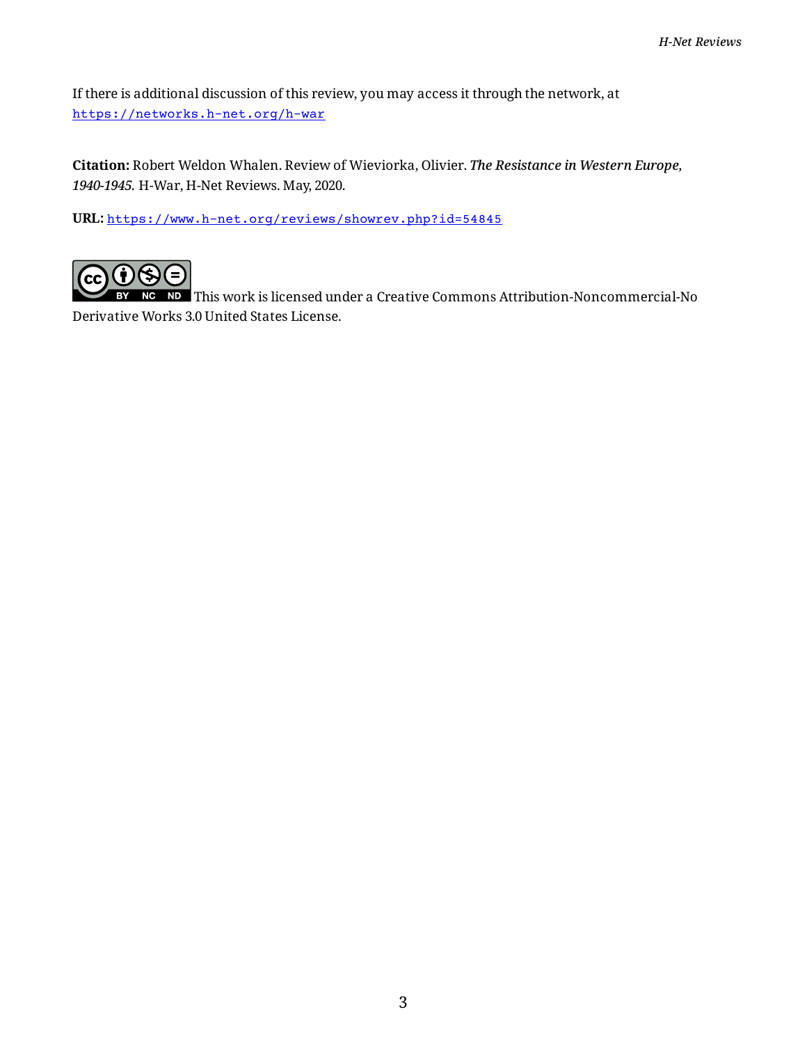If there is additional discussion of this review, you may access it through the network, at https://networks.h-net.org/h-war

**Citation:** Robert Weldon Whalen. Review of Wieviorka, Olivier. *The Resistance in Western Europe, 1940-1945.* H-War, H-Net Reviews. May, 2020.

**URL:** https://www.h-net.org/reviews/showrev.php?id=54845

This work is licensed under a Creative Commons Attribution-Noncommercial-No Derivative Works 3.0 United States License.